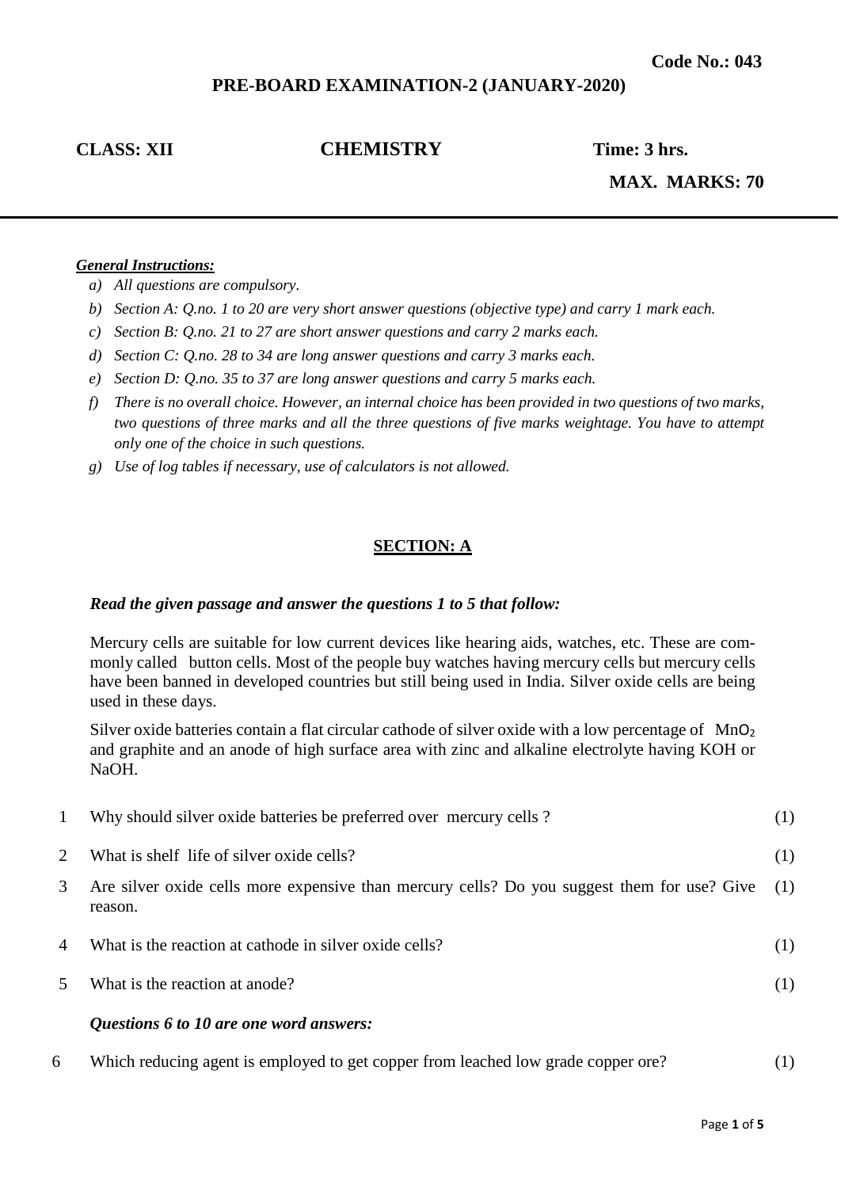**Code No.: 043**

## PRE-BOARD EXAMINATION-2 (JANUARY-2020)

**CLASS: XII** **CHEMISTRY** **Time: 3 hrs.**

**MAX. MARKS: 70**

---

***General Instructions:***

a) *All questions are compulsory.*
b) *Section A: Q.no. 1 to 20 are very short answer questions (objective type) and carry 1 mark each.*
c) *Section B: Q.no. 21 to 27 are short answer questions and carry 2 marks each.*
d) *Section C: Q.no. 28 to 34 are long answer questions and carry 3 marks each.*
e) *Section D: Q.no. 35 to 37 are long answer questions and carry 5 marks each.*
f) *There is no overall choice. However, an internal choice has been provided in two questions of two marks, two questions of three marks and all the three questions of five marks weightage. You have to attempt only one of the choice in such questions.*
g) *Use of log tables if necessary, use of calculators is not allowed.*

## SECTION: A

***Read the given passage and answer the questions 1 to 5 that follow:***

Mercury cells are suitable for low current devices like hearing aids, watches, etc. These are commonly called button cells. Most of the people buy watches having mercury cells but mercury cells have been banned in developed countries but still being used in India. Silver oxide cells are being used in these days.

Silver oxide batteries contain a flat circular cathode of silver oxide with a low percentage of $MnO_2$ and graphite and an anode of high surface area with zinc and alkaline electrolyte having KOH or NaOH.

1. Why should silver oxide batteries be preferred over mercury cells ? (1)

2. What is shelf life of silver oxide cells? (1)

3. Are silver oxide cells more expensive than mercury cells? Do you suggest them for use? Give reason. (1)

4. What is the reaction at cathode in silver oxide cells? (1)

5. What is the reaction at anode? (1)

***Questions 6 to 10 are one word answers:***

6. Which reducing agent is employed to get copper from leached low grade copper ore? (1)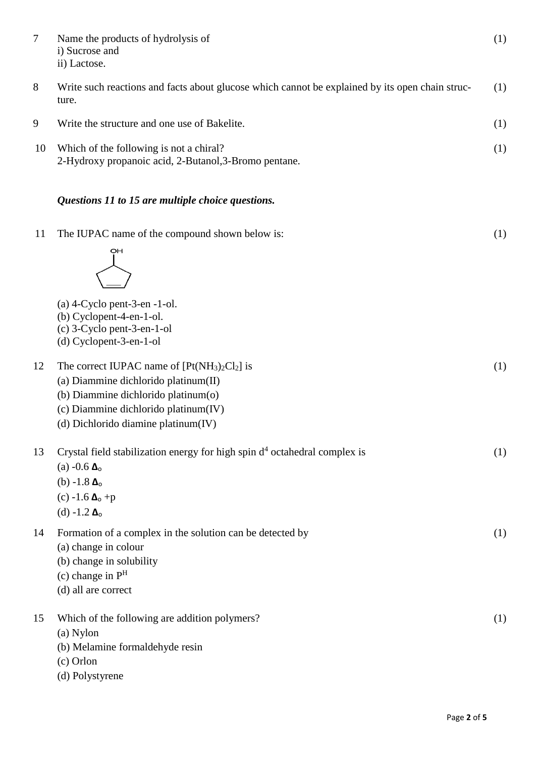7 Name the products of hydrolysis of (1)
i) Sucrose and
ii) Lactose.

8 Write such reactions and facts about glucose which cannot be explained by its open chain structure. (1)

9 Write the structure and one use of Bakelite. (1)

10 Which of the following is not a chiral? (1)
2-Hydroxy propanoic acid, 2-Butanol,3-Bromo pentane.

***Questions 11 to 15 are multiple choice questions.***

11 The IUPAC name of the compound shown below is: (1)

(a) 4-Cyclo pent-3-en -1-ol.
(b) Cyclopent-4-en-1-ol.
(c) 3-Cyclo pent-3-en-1-ol
(d) Cyclopent-3-en-1-ol

12 The correct IUPAC name of $[Pt(NH_3)_2Cl_2]$ is (1)
(a) Diammine dichlorido platinum(II)
(b) Diammine dichlorido platinum(o)
(c) Diammine dichlorido platinum(IV)
(d) Dichlorido diamine platinum(IV)

13 Crystal field stabilization energy for high spin $d^4$ octahedral complex is (1)
(a) $-0.6\ \Delta_o$
(b) $-1.8\ \Delta_o$
(c) $-1.6\ \Delta_o + p$
(d) $-1.2\ \Delta_o$

14 Formation of a complex in the solution can be detected by (1)
(a) change in colour
(b) change in solubility
(c) change in $P^H$
(d) all are correct

15 Which of the following are addition polymers? (1)
(a) Nylon
(b) Melamine formaldehyde resin
(c) Orlon
(d) Polystyrene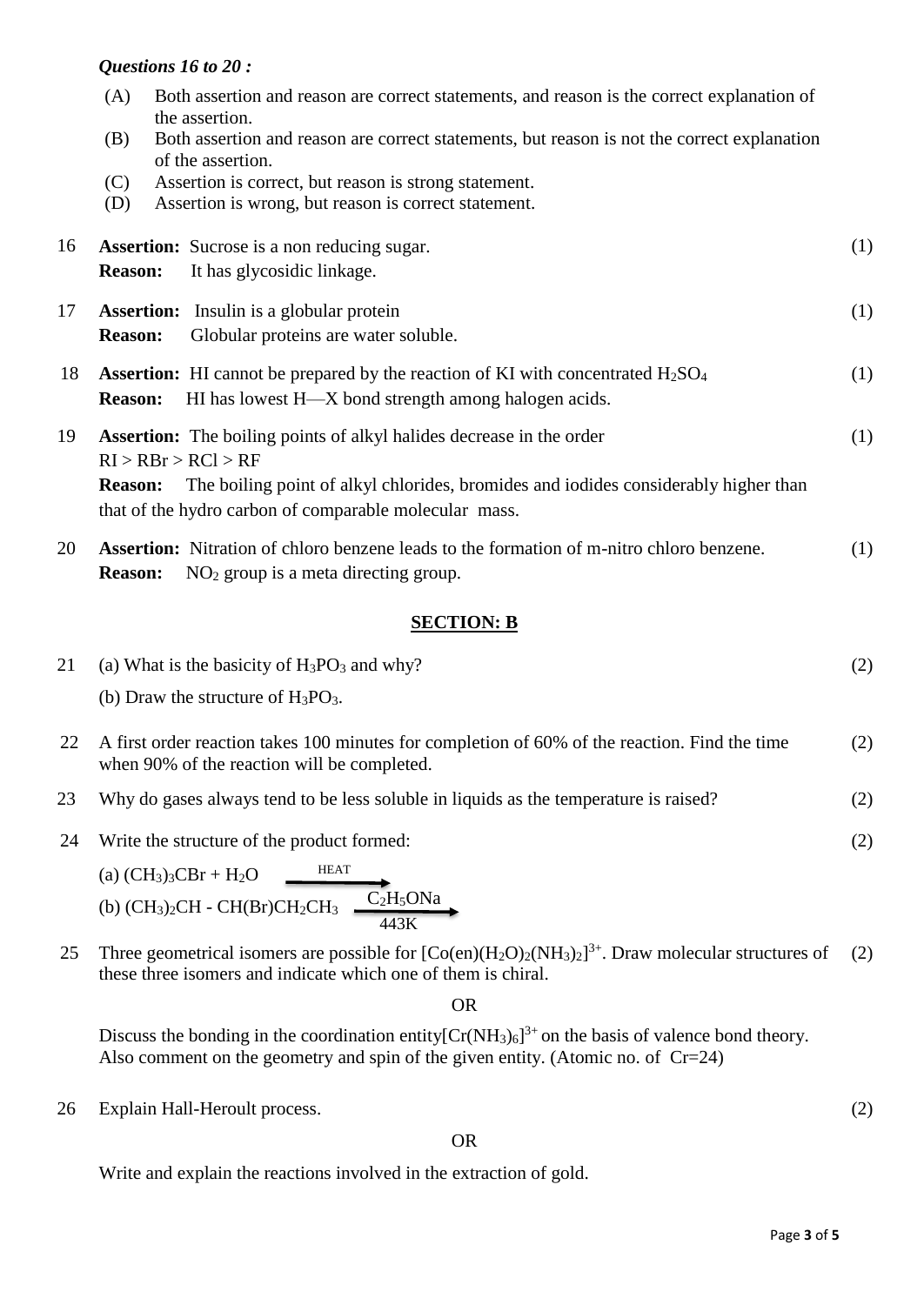***Questions 16 to 20 :***

(A) Both assertion and reason are correct statements, and reason is the correct explanation of the assertion.
(B) Both assertion and reason are correct statements, but reason is not the correct explanation of the assertion.
(C) Assertion is correct, but reason is strong statement.
(D) Assertion is wrong, but reason is correct statement.

16 **Assertion:** Sucrose is a non reducing sugar. (1)
**Reason:** It has glycosidic linkage.

17 **Assertion:** Insulin is a globular protein (1)
**Reason:** Globular proteins are water soluble.

18 **Assertion:** HI cannot be prepared by the reaction of KI with concentrated $H_2SO_4$ (1)
**Reason:** HI has lowest H—X bond strength among halogen acids.

19 **Assertion:** The boiling points of alkyl halides decrease in the order (1)
RI > RBr > RCl > RF
**Reason:** The boiling point of alkyl chlorides, bromides and iodides considerably higher than that of the hydro carbon of comparable molecular mass.

20 **Assertion:** Nitration of chloro benzene leads to the formation of m-nitro chloro benzene. (1)
**Reason:** $NO_2$ group is a meta directing group.

## SECTION: B

21 (a) What is the basicity of $H_3PO_3$ and why? (2)
(b) Draw the structure of $H_3PO_3$.

22 A first order reaction takes 100 minutes for completion of 60% of the reaction. Find the time when 90% of the reaction will be completed. (2)

23 Why do gases always tend to be less soluble in liquids as the temperature is raised? (2)

24 Write the structure of the product formed: (2)

(a) $(CH_3)_3CBr + H_2O \xrightarrow{\text{HEAT}}$

(b) $(CH_3)_2CH - CH(Br)CH_2CH_3 \xrightarrow[443K]{C_2H_5ONa}$

25 Three geometrical isomers are possible for $[Co(en)(H_2O)_2(NH_3)_2]^{3+}$. Draw molecular structures of these three isomers and indicate which one of them is chiral. (2)

OR

Discuss the bonding in the coordination entity $[Cr(NH_3)_6]^{3+}$ on the basis of valence bond theory. Also comment on the geometry and spin of the given entity. (Atomic no. of Cr=24)

26 Explain Hall-Heroult process. (2)

OR

Write and explain the reactions involved in the extraction of gold.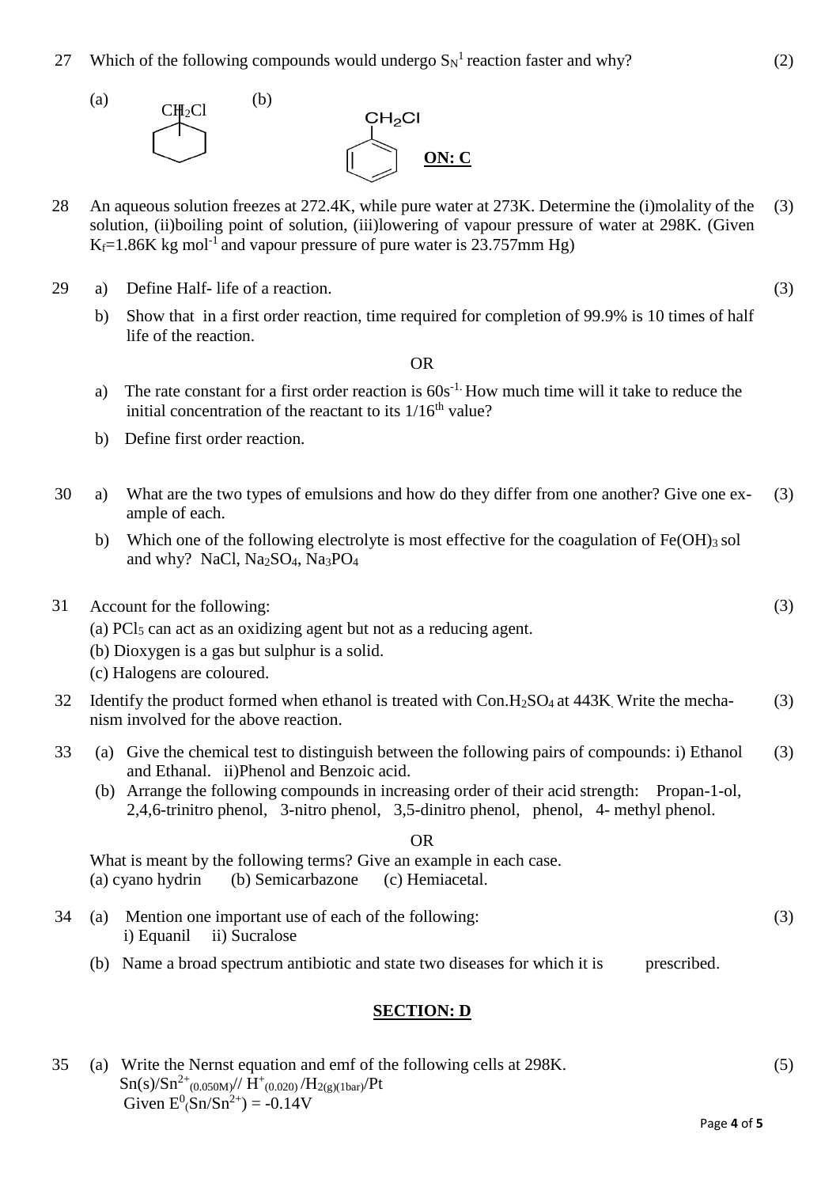27 Which of the following compounds would undergo $S_N^1$ reaction faster and why? (2)

(a) $CH_2Cl$ (cyclohexyl) (b) $CH_2Cl$ (benzyl)

**ON: C**

28 An aqueous solution freezes at 272.4K, while pure water at 273K. Determine the (i)molality of the solution, (ii)boiling point of solution, (iii)lowering of vapour pressure of water at 298K. (Given $K_f$=1.86K kg mol$^{-1}$ and vapour pressure of pure water is 23.757mm Hg) (3)

29 a) Define Half- life of a reaction. (3)

b) Show that in a first order reaction, time required for completion of 99.9% is 10 times of half life of the reaction.

OR

a) The rate constant for a first order reaction is 60s$^{-1}$. How much time will it take to reduce the initial concentration of the reactant to its 1/16$^{th}$ value?

b) Define first order reaction.

30 a) What are the two types of emulsions and how do they differ from one another? Give one example of each. (3)

b) Which one of the following electrolyte is most effective for the coagulation of $Fe(OH)_3$ sol and why? NaCl, $Na_2SO_4$, $Na_3PO_4$

31 Account for the following: (3)

(a) $PCl_5$ can act as an oxidizing agent but not as a reducing agent.

(b) Dioxygen is a gas but sulphur is a solid.

(c) Halogens are coloured.

32 Identify the product formed when ethanol is treated with Con.$H_2SO_4$ at 443K. Write the mechanism involved for the above reaction. (3)

33 (a) Give the chemical test to distinguish between the following pairs of compounds: i) Ethanol and Ethanal. ii)Phenol and Benzoic acid. (3)

(b) Arrange the following compounds in increasing order of their acid strength: Propan-1-ol, 2,4,6-trinitro phenol, 3-nitro phenol, 3,5-dinitro phenol, phenol, 4- methyl phenol.

OR

What is meant by the following terms? Give an example in each case.

(a) cyano hydrin (b) Semicarbazone (c) Hemiacetal.

34 (a) Mention one important use of each of the following: (3)

i) Equanil ii) Sucralose

(b) Name a broad spectrum antibiotic and state two diseases for which it is prescribed.

## SECTION: D

35 (a) Write the Nernst equation and emf of the following cells at 298K. (5)

$Sn(s)/Sn^{2+}_{(0.050M)}//H^{+}_{(0.020)}/H_{2(g)(1bar)}/Pt$

Given $E^0(Sn/Sn^{2+}) = -0.14V$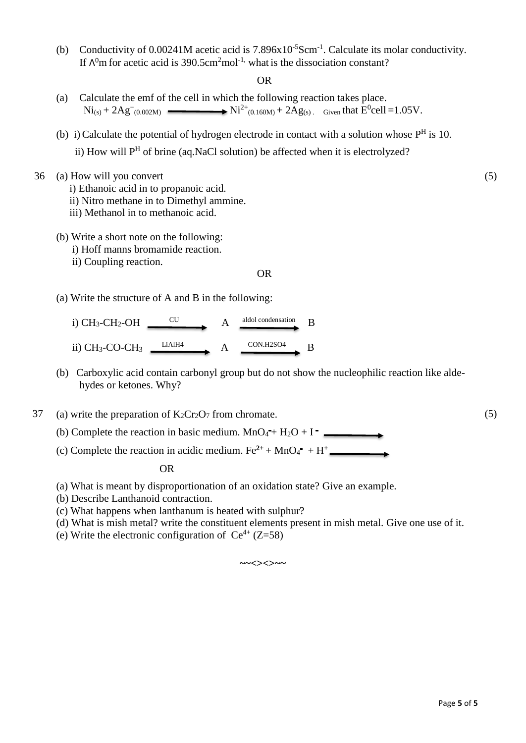(b) Conductivity of 0.00241M acetic acid is $7.896 \times 10^{-5}$ $Scm^{-1}$. Calculate its molar conductivity. If $\Lambda^0 m$ for acetic acid is 390.5$cm^2mol^{-1}$, what is the dissociation constant?

OR

(a) Calculate the emf of the cell in which the following reaction takes place.

$$Ni_{(s)} + 2Ag^+_{(0.002M)} \longrightarrow Ni^{2+}_{(0.160M)} + 2Ag_{(s)}$$ Given that $E^0$cell =1.05V.

(b) i) Calculate the potential of hydrogen electrode in contact with a solution whose $P^H$ is 10.

ii) How will $P^H$ of brine (aq.NaCl solution) be affected when it is electrolyzed?

36 (a) How will you convert (5)

i) Ethanoic acid in to propanoic acid.

ii) Nitro methane in to Dimethyl ammine.

iii) Methanol in to methanoic acid.

(b) Write a short note on the following:

i) Hoff manns bromamide reaction.

ii) Coupling reaction.

OR

(a) Write the structure of A and B in the following:

i) $CH_3$-$CH_2$-OH $\xrightarrow{\text{CU}}$ A $\xrightarrow{\text{aldol condensation}}$ B

ii) $CH_3$-CO-$CH_3$ $\xrightarrow{\text{LiAlH4}}$ A $\xrightarrow{\text{CON.H2SO4}}$ B

(b) Carboxylic acid contain carbonyl group but do not show the nucleophilic reaction like aldehydes or ketones. Why?

37 (a) write the preparation of $K_2Cr_2O_7$ from chromate. (5)

(b) Complete the reaction in basic medium. $MnO_4^- + H_2O + I^- \longrightarrow$

(c) Complete the reaction in acidic medium. $Fe^{2+} + MnO_4^- + H^+ \longrightarrow$

OR

(a) What is meant by disproportionation of an oxidation state? Give an example.

(b) Describe Lanthanoid contraction.

(c) What happens when lanthanum is heated with sulphur?

(d) What is mish metal? write the constituent elements present in mish metal. Give one use of it.

(e) Write the electronic configuration of $Ce^{4+}$ (Z=58)

~~<><>~~